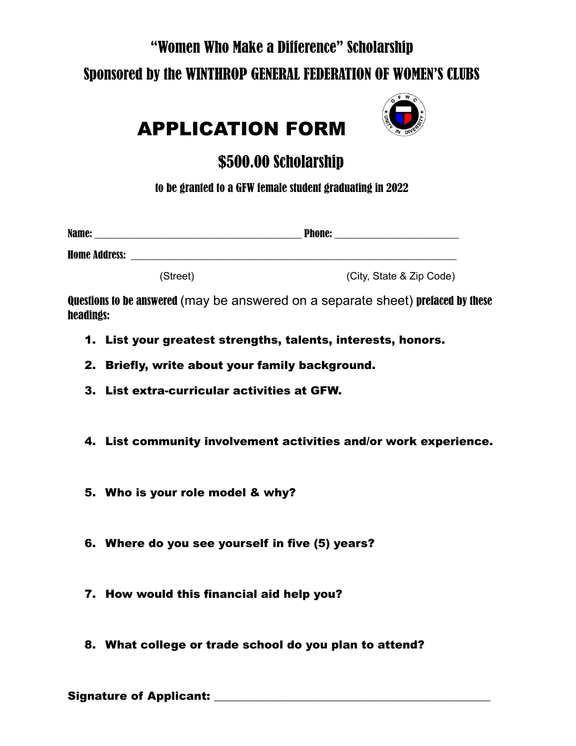# "Women Who Make a Difference" Scholarship

## Sponsored by the WINTHROP GENERAL FEDERATION OF WOMEN'S CLUBS

# APPLICATION FORM

## $500.00 Scholarship

to be granted to a GFW female student graduating in 2022

**Name:** ______________________________________ **Phone:** ______________________

**Home Address:** ___________________________________________________________

(Street) (City, State & Zip Code)

**Questions to be answered** (may be answered on a separate sheet) **prefaced by these headings:**

1. **List your greatest strengths, talents, interests, honors.**
2. **Briefly, write about your family background.**
3. **List extra-curricular activities at GFW.**
4. **List community involvement activities and/or work experience.**
5. **Who is your role model & why?**
6. **Where do you see yourself in five (5) years?**
7. **How would this financial aid help you?**
8. **What college or trade school do you plan to attend?**

**Signature of Applicant:** _____________________________________________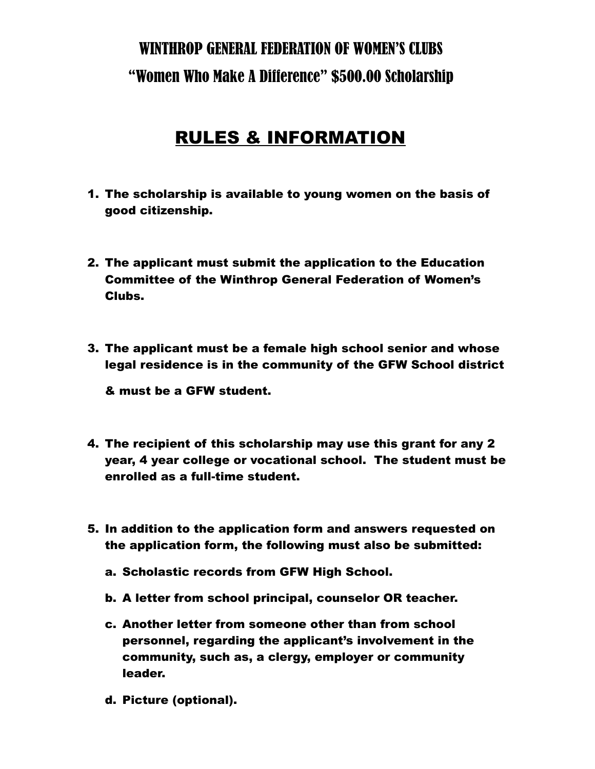# WINTHROP GENERAL FEDERATION OF WOMEN'S CLUBS

## "Women Who Make A Difference" $500.00 Scholarship

## RULES & INFORMATION

1. **The scholarship is available to young women on the basis of good citizenship.**

2. **The applicant must submit the application to the Education Committee of the Winthrop General Federation of Women's Clubs.**

3. **The applicant must be a female high school senior and whose legal residence is in the community of the GFW School district & must be a GFW student.**

4. **The recipient of this scholarship may use this grant for any 2 year, 4 year college or vocational school. The student must be enrolled as a full-time student.**

5. **In addition to the application form and answers requested on the application form, the following must also be submitted:**

   a. **Scholastic records from GFW High School.**

   b. **A letter from school principal, counselor OR teacher.**

   c. **Another letter from someone other than from school personnel, regarding the applicant's involvement in the community, such as, a clergy, employer or community leader.**

   d. **Picture (optional).**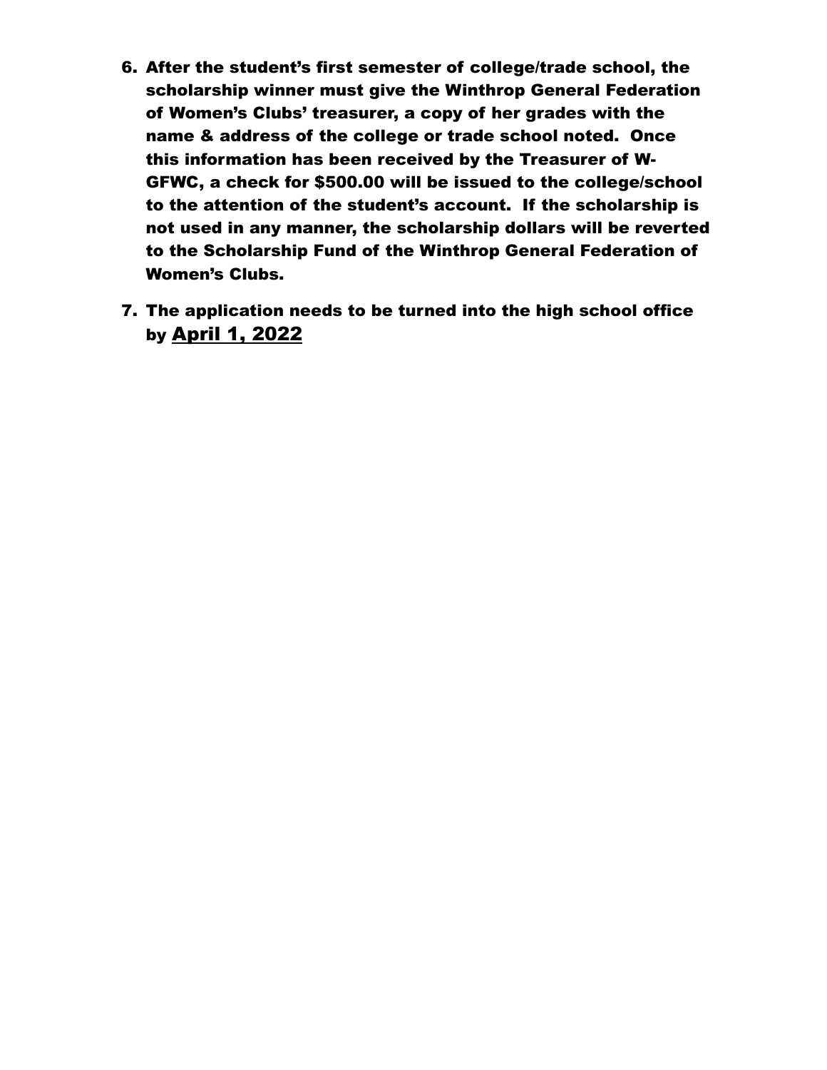6. **After the student's first semester of college/trade school, the scholarship winner must give the Winthrop General Federation of Women's Clubs' treasurer, a copy of her grades with the name & address of the college or trade school noted. Once this information has been received by the Treasurer of W-GFWC, a check for $500.00 will be issued to the college/school to the attention of the student's account. If the scholarship is not used in any manner, the scholarship dollars will be reverted to the Scholarship Fund of the Winthrop General Federation of Women's Clubs.**
7. **The application needs to be turned into the high school office by** <u>April 1, 2022</u>